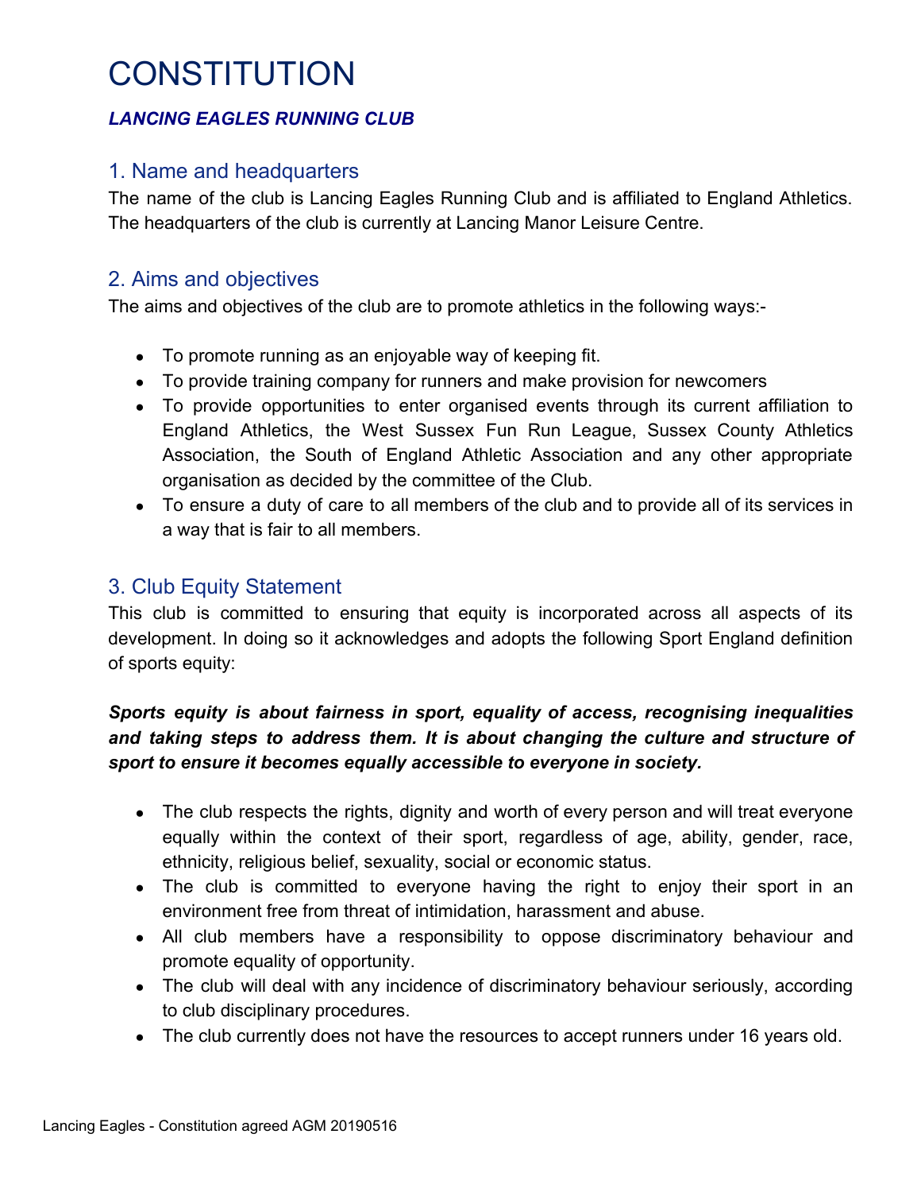# CONSTITUTION

***LANCING EAGLES RUNNING CLUB***

## 1. Name and headquarters

The name of the club is Lancing Eagles Running Club and is affiliated to England Athletics. The headquarters of the club is currently at Lancing Manor Leisure Centre.

## 2. Aims and objectives

The aims and objectives of the club are to promote athletics in the following ways:-

- To promote running as an enjoyable way of keeping fit.
- To provide training company for runners and make provision for newcomers
- To provide opportunities to enter organised events through its current affiliation to England Athletics, the West Sussex Fun Run League, Sussex County Athletics Association, the South of England Athletic Association and any other appropriate organisation as decided by the committee of the Club.
- To ensure a duty of care to all members of the club and to provide all of its services in a way that is fair to all members.

## 3. Club Equity Statement

This club is committed to ensuring that equity is incorporated across all aspects of its development. In doing so it acknowledges and adopts the following Sport England definition of sports equity:

***Sports equity is about fairness in sport, equality of access, recognising inequalities and taking steps to address them. It is about changing the culture and structure of sport to ensure it becomes equally accessible to everyone in society.***

- The club respects the rights, dignity and worth of every person and will treat everyone equally within the context of their sport, regardless of age, ability, gender, race, ethnicity, religious belief, sexuality, social or economic status.
- The club is committed to everyone having the right to enjoy their sport in an environment free from threat of intimidation, harassment and abuse.
- All club members have a responsibility to oppose discriminatory behaviour and promote equality of opportunity.
- The club will deal with any incidence of discriminatory behaviour seriously, according to club disciplinary procedures.
- The club currently does not have the resources to accept runners under 16 years old.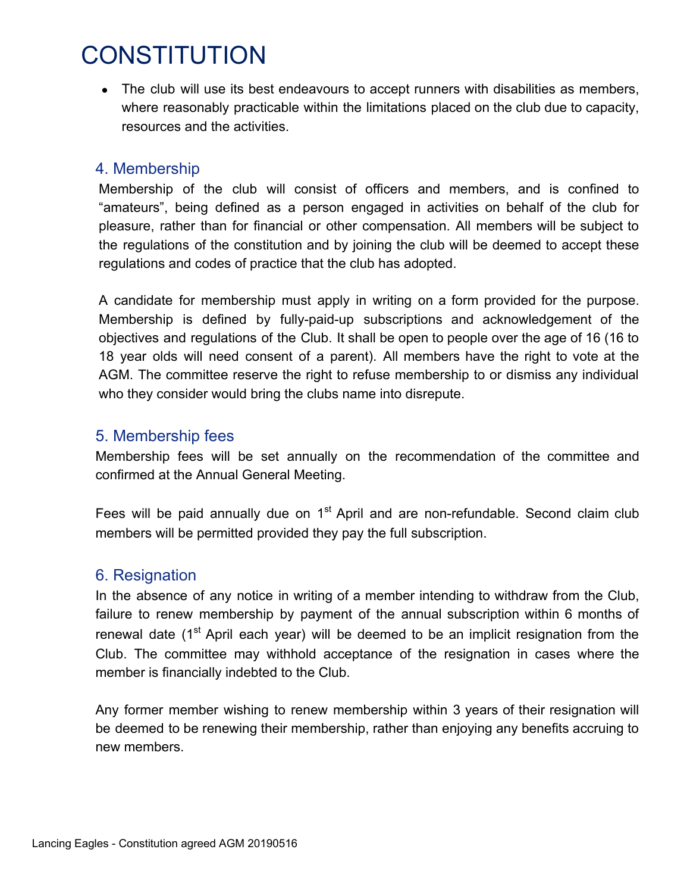# CONSTITUTION

- The club will use its best endeavours to accept runners with disabilities as members, where reasonably practicable within the limitations placed on the club due to capacity, resources and the activities.

## 4. Membership

Membership of the club will consist of officers and members, and is confined to "amateurs", being defined as a person engaged in activities on behalf of the club for pleasure, rather than for financial or other compensation. All members will be subject to the regulations of the constitution and by joining the club will be deemed to accept these regulations and codes of practice that the club has adopted.

A candidate for membership must apply in writing on a form provided for the purpose. Membership is defined by fully-paid-up subscriptions and acknowledgement of the objectives and regulations of the Club. It shall be open to people over the age of 16 (16 to 18 year olds will need consent of a parent). All members have the right to vote at the AGM. The committee reserve the right to refuse membership to or dismiss any individual who they consider would bring the clubs name into disrepute.

## 5. Membership fees

Membership fees will be set annually on the recommendation of the committee and confirmed at the Annual General Meeting.

Fees will be paid annually due on 1st April and are non-refundable. Second claim club members will be permitted provided they pay the full subscription.

## 6. Resignation

In the absence of any notice in writing of a member intending to withdraw from the Club, failure to renew membership by payment of the annual subscription within 6 months of renewal date (1st April each year) will be deemed to be an implicit resignation from the Club. The committee may withhold acceptance of the resignation in cases where the member is financially indebted to the Club.

Any former member wishing to renew membership within 3 years of their resignation will be deemed to be renewing their membership, rather than enjoying any benefits accruing to new members.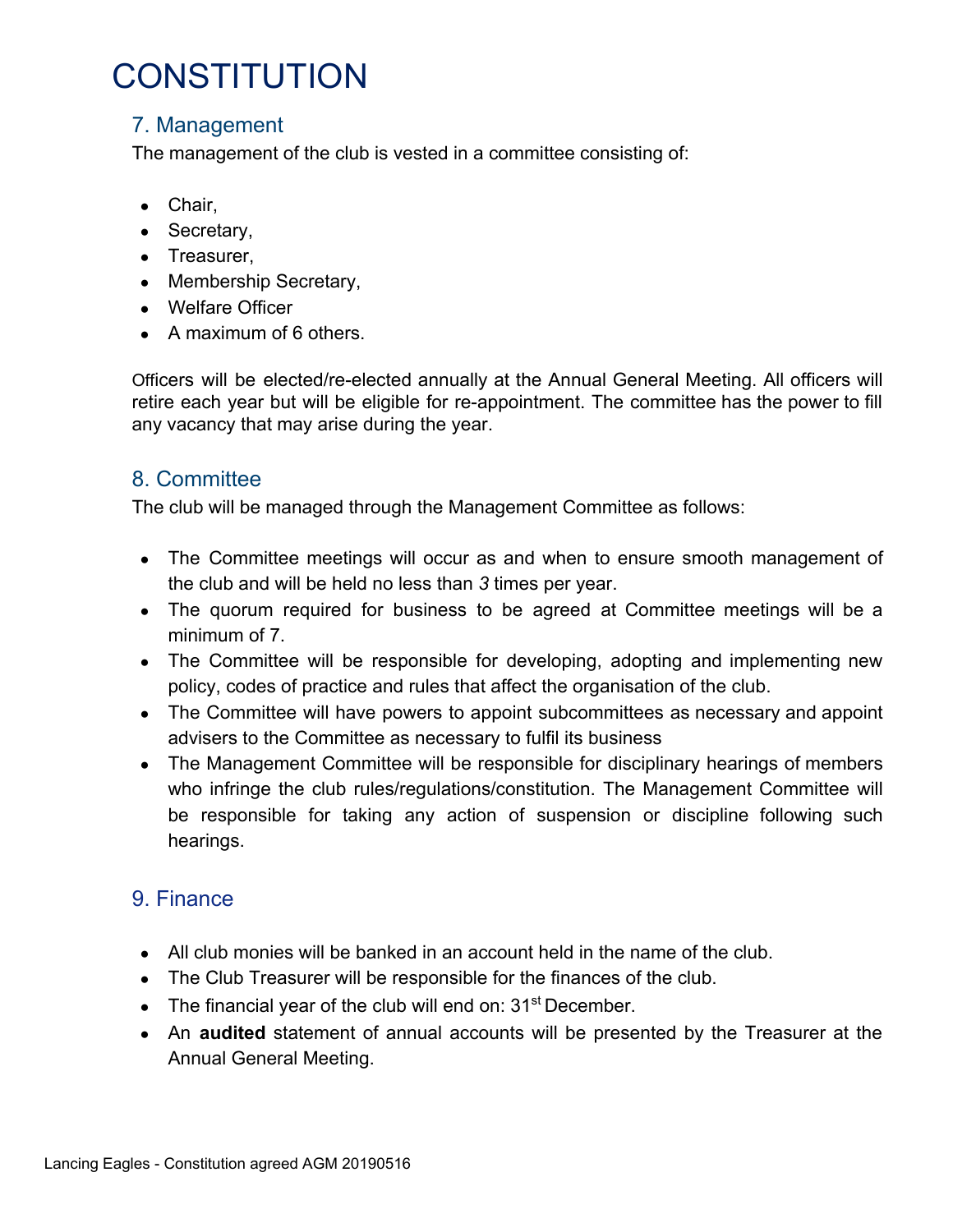# CONSTITUTION

## 7. Management

The management of the club is vested in a committee consisting of:

- Chair,
- Secretary,
- Treasurer,
- Membership Secretary,
- Welfare Officer
- A maximum of 6 others.

Officers will be elected/re-elected annually at the Annual General Meeting. All officers will retire each year but will be eligible for re-appointment. The committee has the power to fill any vacancy that may arise during the year.

## 8. Committee

The club will be managed through the Management Committee as follows:

- The Committee meetings will occur as and when to ensure smooth management of the club and will be held no less than *3* times per year.
- The quorum required for business to be agreed at Committee meetings will be a minimum of 7.
- The Committee will be responsible for developing, adopting and implementing new policy, codes of practice and rules that affect the organisation of the club.
- The Committee will have powers to appoint subcommittees as necessary and appoint advisers to the Committee as necessary to fulfil its business
- The Management Committee will be responsible for disciplinary hearings of members who infringe the club rules/regulations/constitution. The Management Committee will be responsible for taking any action of suspension or discipline following such hearings.

## 9. Finance

- All club monies will be banked in an account held in the name of the club.
- The Club Treasurer will be responsible for the finances of the club.
- The financial year of the club will end on: 31st December.
- An **audited** statement of annual accounts will be presented by the Treasurer at the Annual General Meeting.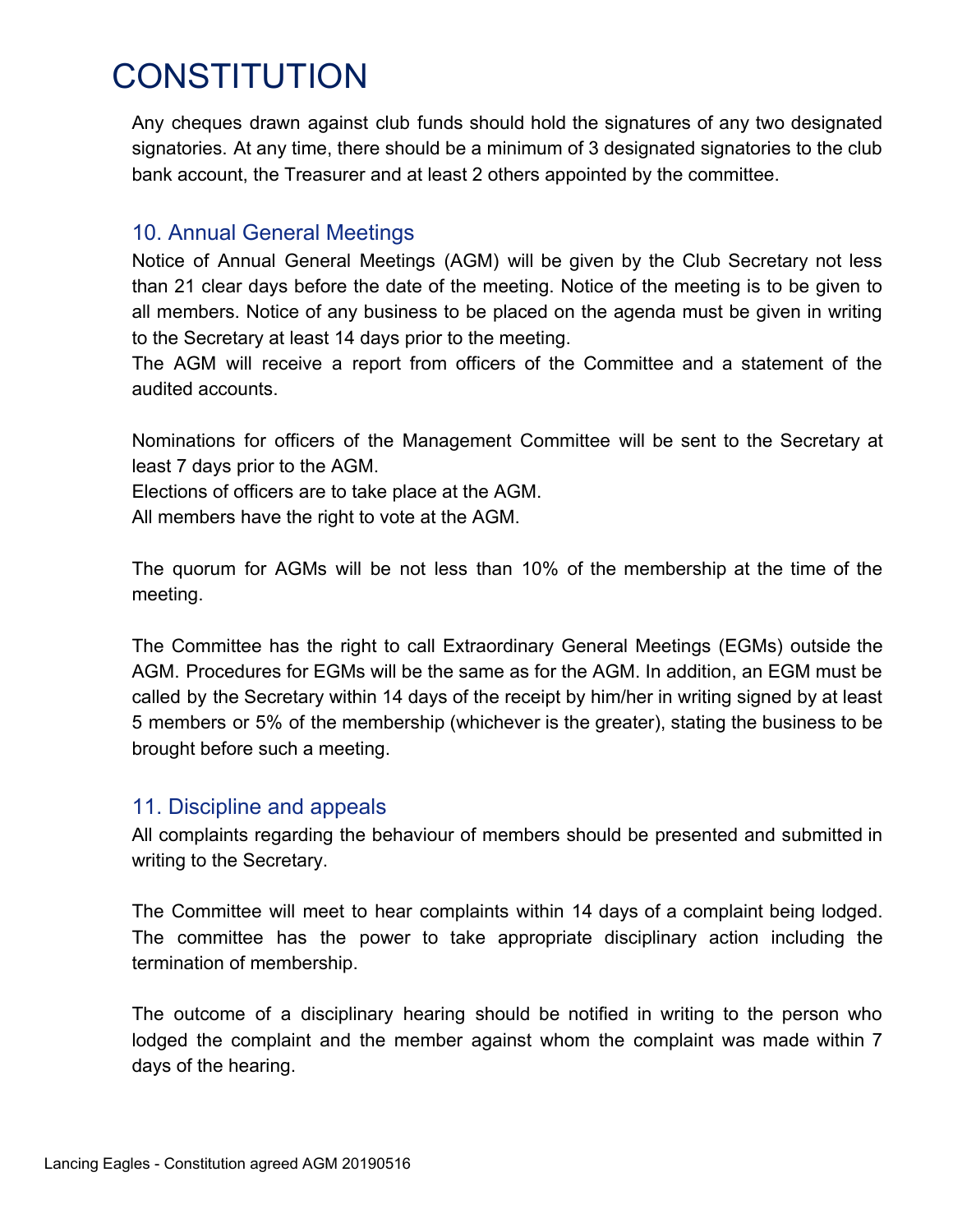# CONSTITUTION

Any cheques drawn against club funds should hold the signatures of any two designated signatories. At any time, there should be a minimum of 3 designated signatories to the club bank account, the Treasurer and at least 2 others appointed by the committee.

## 10. Annual General Meetings

Notice of Annual General Meetings (AGM) will be given by the Club Secretary not less than 21 clear days before the date of the meeting. Notice of the meeting is to be given to all members. Notice of any business to be placed on the agenda must be given in writing to the Secretary at least 14 days prior to the meeting.
The AGM will receive a report from officers of the Committee and a statement of the audited accounts.

Nominations for officers of the Management Committee will be sent to the Secretary at least 7 days prior to the AGM.
Elections of officers are to take place at the AGM.
All members have the right to vote at the AGM.

The quorum for AGMs will be not less than 10% of the membership at the time of the meeting.

The Committee has the right to call Extraordinary General Meetings (EGMs) outside the AGM. Procedures for EGMs will be the same as for the AGM. In addition, an EGM must be called by the Secretary within 14 days of the receipt by him/her in writing signed by at least 5 members or 5% of the membership (whichever is the greater), stating the business to be brought before such a meeting.

## 11. Discipline and appeals

All complaints regarding the behaviour of members should be presented and submitted in writing to the Secretary.

The Committee will meet to hear complaints within 14 days of a complaint being lodged. The committee has the power to take appropriate disciplinary action including the termination of membership.

The outcome of a disciplinary hearing should be notified in writing to the person who lodged the complaint and the member against whom the complaint was made within 7 days of the hearing.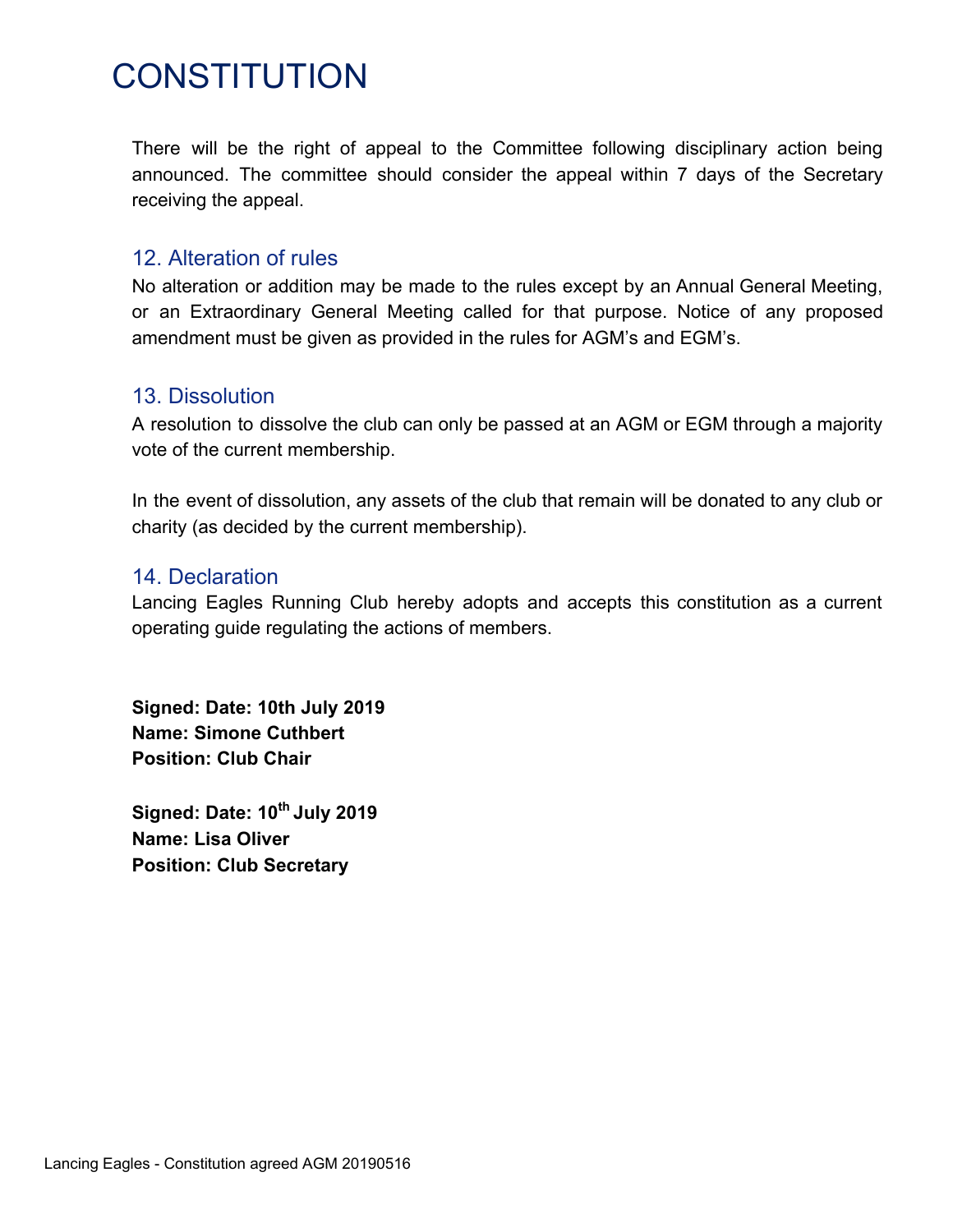# CONSTITUTION

There will be the right of appeal to the Committee following disciplinary action being announced. The committee should consider the appeal within 7 days of the Secretary receiving the appeal.

## 12. Alteration of rules

No alteration or addition may be made to the rules except by an Annual General Meeting, or an Extraordinary General Meeting called for that purpose. Notice of any proposed amendment must be given as provided in the rules for AGM's and EGM's.

## 13. Dissolution

A resolution to dissolve the club can only be passed at an AGM or EGM through a majority vote of the current membership.

In the event of dissolution, any assets of the club that remain will be donated to any club or charity (as decided by the current membership).

## 14. Declaration

Lancing Eagles Running Club hereby adopts and accepts this constitution as a current operating guide regulating the actions of members.

**Signed: Date: 10th July 2019**
**Name: Simone Cuthbert**
**Position: Club Chair**

**Signed: Date: 10th July 2019**
**Name: Lisa Oliver**
**Position: Club Secretary**

Lancing Eagles - Constitution agreed AGM 20190516